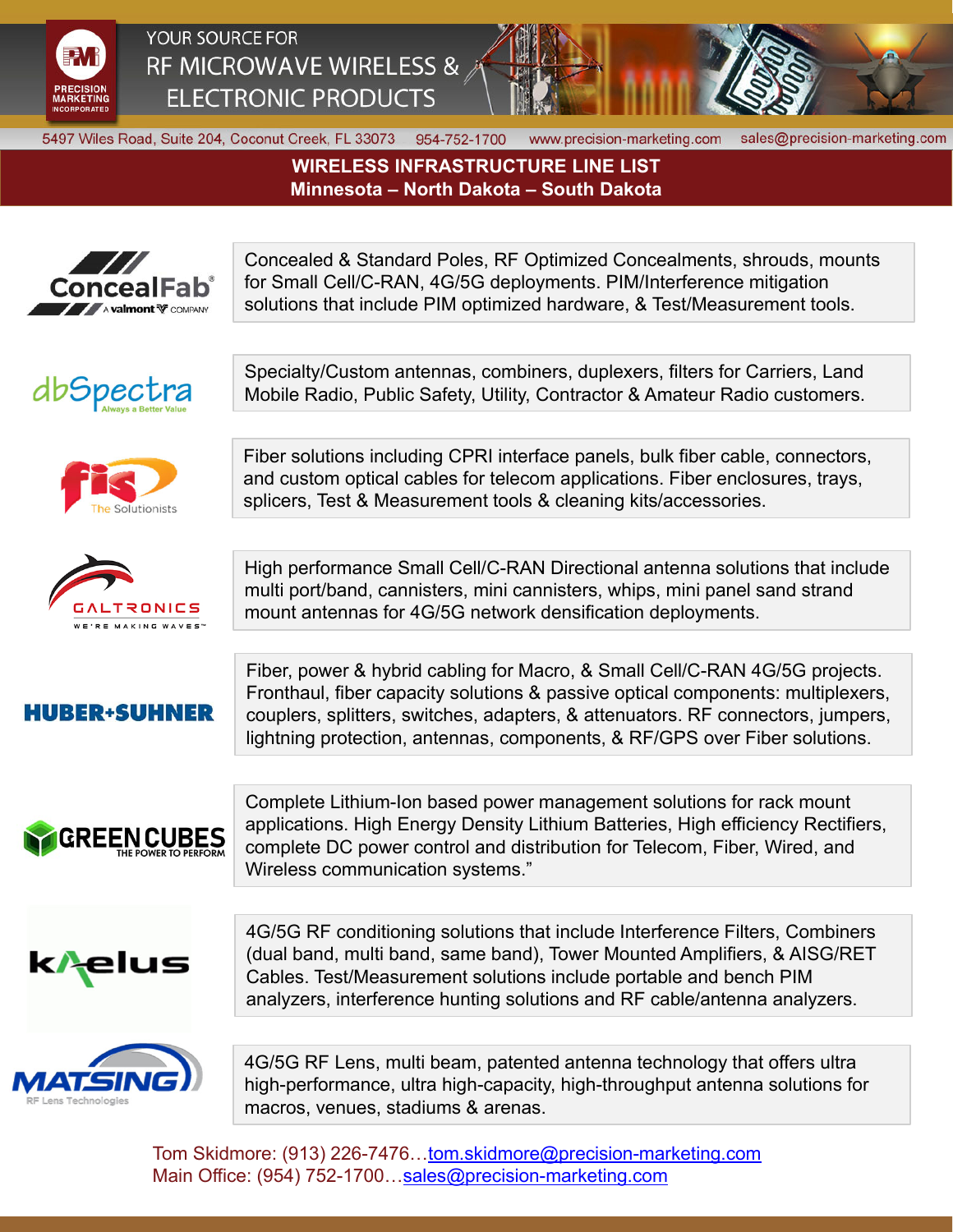PRECISION MARKETING INCORPORATED

YOUR SOURCE FOR
RF MICROWAVE WIRELESS &
ELECTRONIC PRODUCTS

5497 Wiles Road, Suite 204, Coconut Creek, FL 33073 954-752-1700 www.precision-marketing.com sales@precision-marketing.com

# WIRELESS INFRASTRUCTURE LINE LIST
## Minnesota – North Dakota – South Dakota

| Company | Products |
|---|---|
| ConcealFab® – A valmont COMPANY | Concealed & Standard Poles, RF Optimized Concealments, shrouds, mounts for Small Cell/C-RAN, 4G/5G deployments. PIM/Interference mitigation solutions that include PIM optimized hardware, & Test/Measurement tools. |
| dbSpectra – Always a Better Value | Specialty/Custom antennas, combiners, duplexers, filters for Carriers, Land Mobile Radio, Public Safety, Utility, Contractor & Amateur Radio customers. |
| fis – The Solutionists | Fiber solutions including CPRI interface panels, bulk fiber cable, connectors, and custom optical cables for telecom applications. Fiber enclosures, trays, splicers, Test & Measurement tools & cleaning kits/accessories. |
| GALTRONICS – WE'RE MAKING WAVES™ | High performance Small Cell/C-RAN Directional antenna solutions that include multi port/band, cannisters, mini cannisters, whips, mini panel sand strand mount antennas for 4G/5G network densification deployments. |
| HUBER+SUHNER | Fiber, power & hybrid cabling for Macro, & Small Cell/C-RAN 4G/5G projects. Fronthaul, fiber capacity solutions & passive optical components: multiplexers, couplers, splitters, switches, adapters, & attenuators. RF connectors, jumpers, lightning protection, antennas, components, & RF/GPS over Fiber solutions. |
| GREEN CUBES – THE POWER TO PERFORM | Complete Lithium-Ion based power management solutions for rack mount applications. High Energy Density Lithium Batteries, High efficiency Rectifiers, complete DC power control and distribution for Telecom, Fiber, Wired, and Wireless communication systems." |
| kaelus | 4G/5G RF conditioning solutions that include Interference Filters, Combiners (dual band, multi band, same band), Tower Mounted Amplifiers, & AISG/RET Cables. Test/Measurement solutions include portable and bench PIM analyzers, interference hunting solutions and RF cable/antenna analyzers. |
| MATSING – RF Lens Technologies | 4G/5G RF Lens, multi beam, patented antenna technology that offers ultra high-performance, ultra high-capacity, high-throughput antenna solutions for macros, venues, stadiums & arenas. |

Tom Skidmore: (913) 226-7476…tom.skidmore@precision-marketing.com
Main Office: (954) 752-1700…sales@precision-marketing.com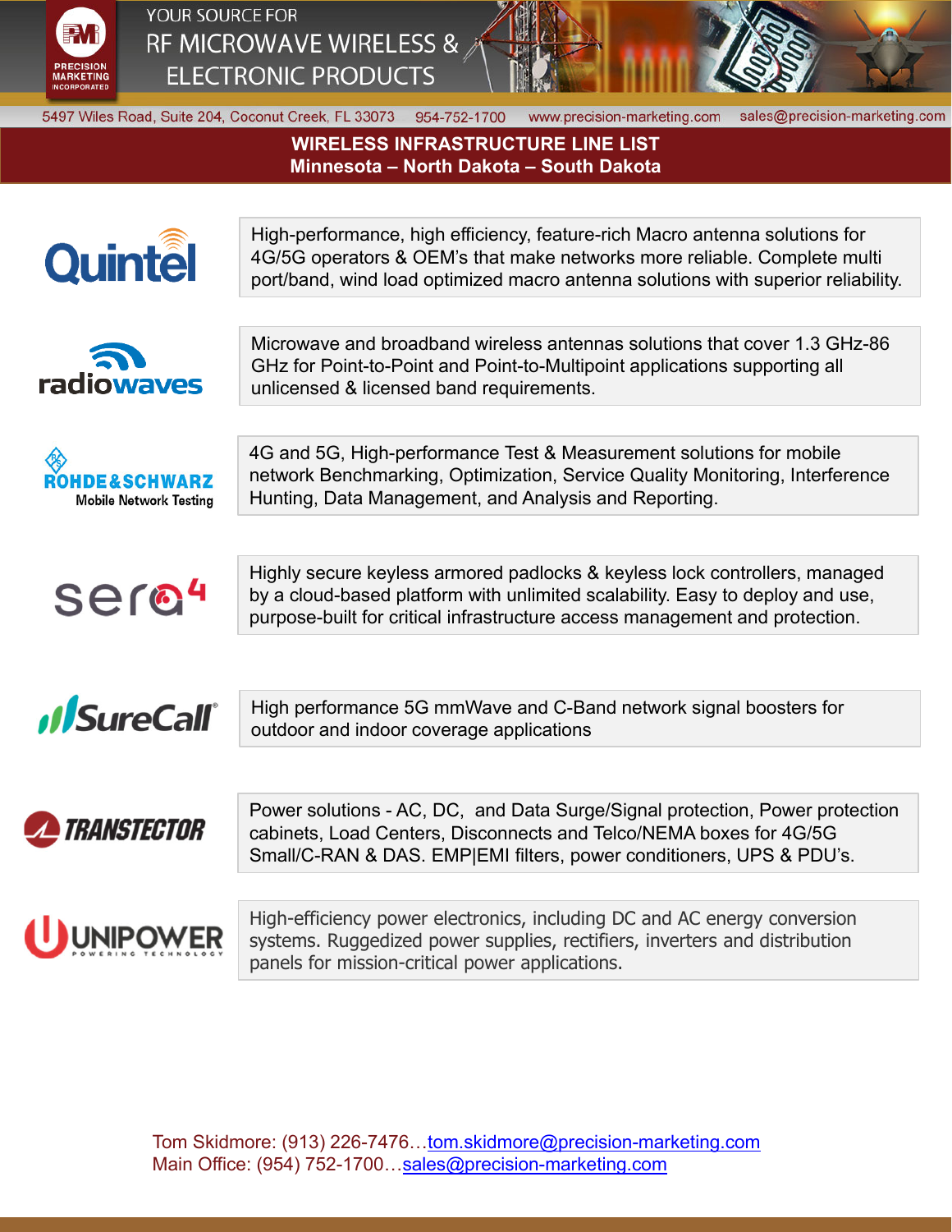YOUR SOURCE FOR
RF MICROWAVE WIRELESS & ELECTRONIC PRODUCTS

PRECISION MARKETING INCORPORATED

5497 Wiles Road, Suite 204, Coconut Creek, FL 33073 954-752-1700 www.precision-marketing.com sales@precision-marketing.com

# WIRELESS INFRASTRUCTURE LINE LIST
## Minnesota – North Dakota – South Dakota

| | |
|---|---|
| Quintel | High-performance, high efficiency, feature-rich Macro antenna solutions for 4G/5G operators & OEM's that make networks more reliable. Complete multi port/band, wind load optimized macro antenna solutions with superior reliability. |
| radiowaves | Microwave and broadband wireless antennas solutions that cover 1.3 GHz-86 GHz for Point-to-Point and Point-to-Multipoint applications supporting all unlicensed & licensed band requirements. |
| ROHDE&SCHWARZ Mobile Network Testing | 4G and 5G, High-performance Test & Measurement solutions for mobile network Benchmarking, Optimization, Service Quality Monitoring, Interference Hunting, Data Management, and Analysis and Reporting. |
| sera4 | Highly secure keyless armored padlocks & keyless lock controllers, managed by a cloud-based platform with unlimited scalability. Easy to deploy and use, purpose-built for critical infrastructure access management and protection. |
| SureCall | High performance 5G mmWave and C-Band network signal boosters for outdoor and indoor coverage applications |
| TRANSTECTOR | Power solutions - AC, DC, and Data Surge/Signal protection, Power protection cabinets, Load Centers, Disconnects and Telco/NEMA boxes for 4G/5G Small/C-RAN & DAS. EMP\|EMI filters, power conditioners, UPS & PDU's. |
| UNIPOWER POWERING TECHNOLOGY | High-efficiency power electronics, including DC and AC energy conversion systems. Ruggedized power supplies, rectifiers, inverters and distribution panels for mission-critical power applications. |

Tom Skidmore: (913) 226-7476…tom.skidmore@precision-marketing.com
Main Office: (954) 752-1700…sales@precision-marketing.com